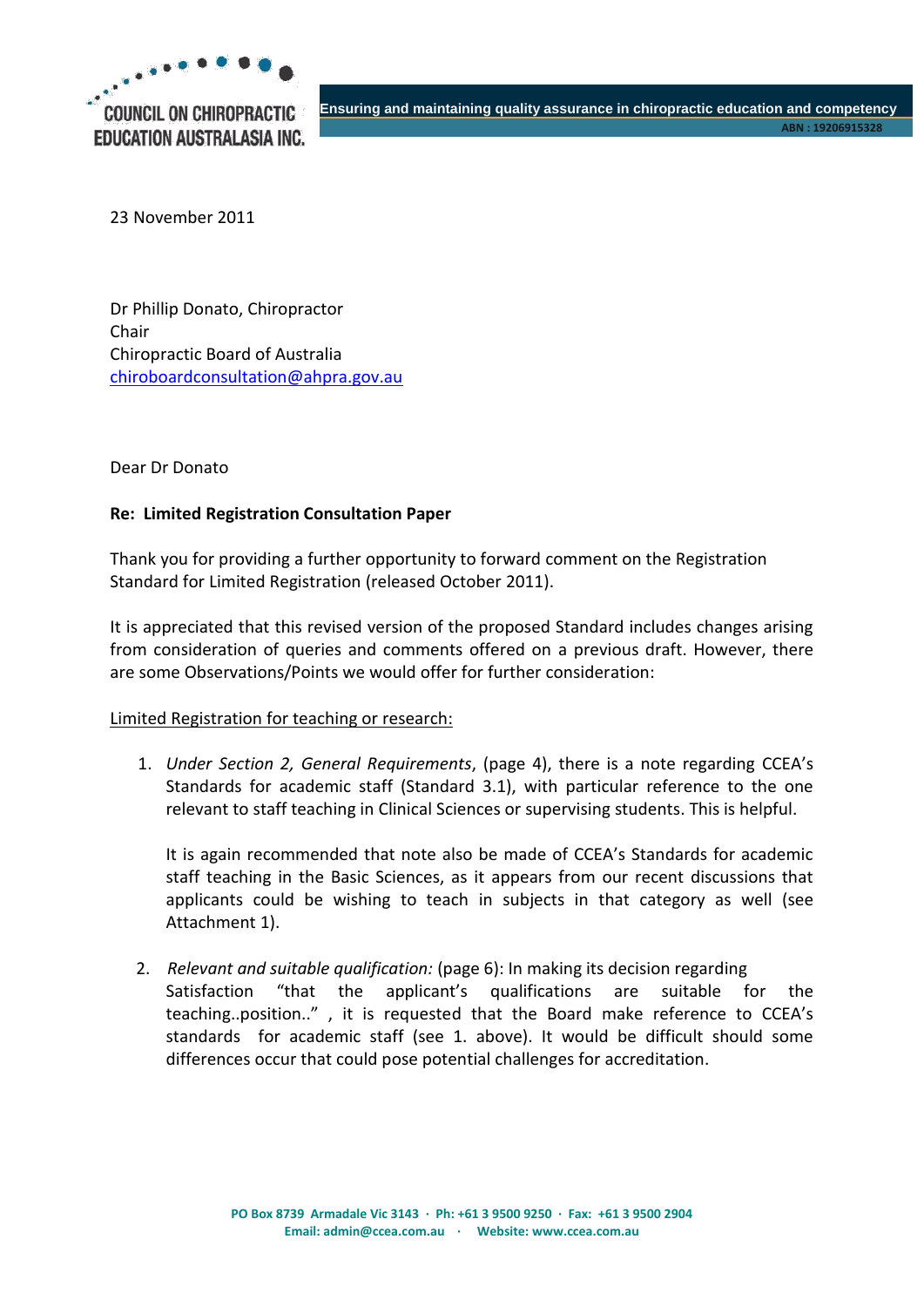COUNCIL ON CHIROPRACTIC EDUCATION AUSTRALASIA INC.

Ensuring and maintaining quality assurance in chiropractic education and competency

ABN : 19206915328

23 November 2011

Dr Phillip Donato, Chiropractor
Chair
Chiropractic Board of Australia
chiroboardconsultation@ahpra.gov.au

Dear Dr Donato

**Re: Limited Registration Consultation Paper**

Thank you for providing a further opportunity to forward comment on the Registration Standard for Limited Registration (released October 2011).

It is appreciated that this revised version of the proposed Standard includes changes arising from consideration of queries and comments offered on a previous draft. However, there are some Observations/Points we would offer for further consideration:

<u>Limited Registration for teaching or research:</u>

1. *Under Section 2, General Requirements*, (page 4), there is a note regarding CCEA's Standards for academic staff (Standard 3.1), with particular reference to the one relevant to staff teaching in Clinical Sciences or supervising students. This is helpful.

   It is again recommended that note also be made of CCEA's Standards for academic staff teaching in the Basic Sciences, as it appears from our recent discussions that applicants could be wishing to teach in subjects in that category as well (see Attachment 1).

2. *Relevant and suitable qualification:* (page 6): In making its decision regarding Satisfaction "that the applicant's qualifications are suitable for the teaching..position.." , it is requested that the Board make reference to CCEA's standards for academic staff (see 1. above). It would be difficult should some differences occur that could pose potential challenges for accreditation.

PO Box 8739 Armadale Vic 3143 · Ph: +61 3 9500 9250 · Fax: +61 3 9500 2904
Email: admin@ccea.com.au · Website: www.ccea.com.au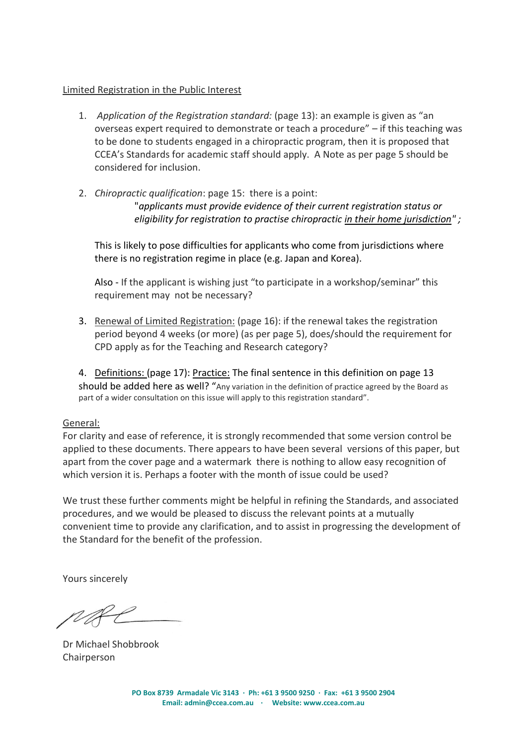Limited Registration in the Public Interest

1. *Application of the Registration standard:* (page 13): an example is given as "an overseas expert required to demonstrate or teach a procedure" – if this teaching was to be done to students engaged in a chiropractic program, then it is proposed that CCEA's Standards for academic staff should apply. A Note as per page 5 should be considered for inclusion.

2. *Chiropractic qualification*: page 15: there is a point:

   "*applicants must provide evidence of their current registration status or eligibility for registration to practise chiropractic in their home jurisdiction" ;*

   This is likely to pose difficulties for applicants who come from jurisdictions where there is no registration regime in place (e.g. Japan and Korea).

   Also - If the applicant is wishing just "to participate in a workshop/seminar" this requirement may not be necessary?

3. Renewal of Limited Registration: (page 16): if the renewal takes the registration period beyond 4 weeks (or more) (as per page 5), does/should the requirement for CPD apply as for the Teaching and Research category?

4. Definitions: (page 17): Practice: The final sentence in this definition on page 13 should be added here as well? "Any variation in the definition of practice agreed by the Board as part of a wider consultation on this issue will apply to this registration standard".

General:

For clarity and ease of reference, it is strongly recommended that some version control be applied to these documents. There appears to have been several versions of this paper, but apart from the cover page and a watermark there is nothing to allow easy recognition of which version it is. Perhaps a footer with the month of issue could be used?

We trust these further comments might be helpful in refining the Standards, and associated procedures, and we would be pleased to discuss the relevant points at a mutually convenient time to provide any clarification, and to assist in progressing the development of the Standard for the benefit of the profession.

Yours sincerely

Dr Michael Shobbrook
Chairperson

**PO Box 8739 Armadale Vic 3143 · Ph: +61 3 9500 9250 · Fax: +61 3 9500 2904**
**Email: admin@ccea.com.au · Website: www.ccea.com.au**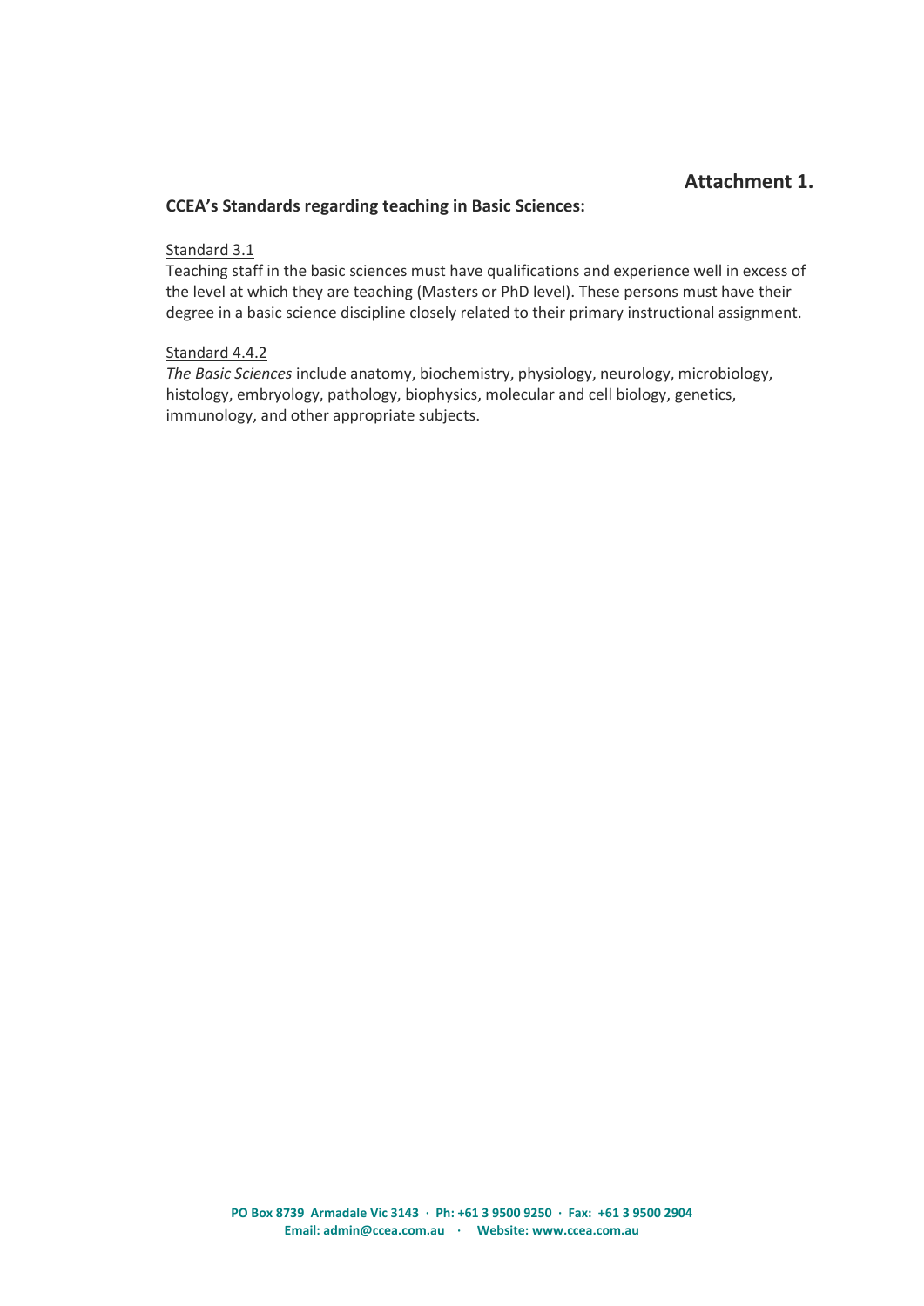## Attachment 1.

**CCEA's Standards regarding teaching in Basic Sciences:**

Standard 3.1

Teaching staff in the basic sciences must have qualifications and experience well in excess of the level at which they are teaching (Masters or PhD level). These persons must have their degree in a basic science discipline closely related to their primary instructional assignment.

Standard 4.4.2

*The Basic Sciences* include anatomy, biochemistry, physiology, neurology, microbiology, histology, embryology, pathology, biophysics, molecular and cell biology, genetics, immunology, and other appropriate subjects.